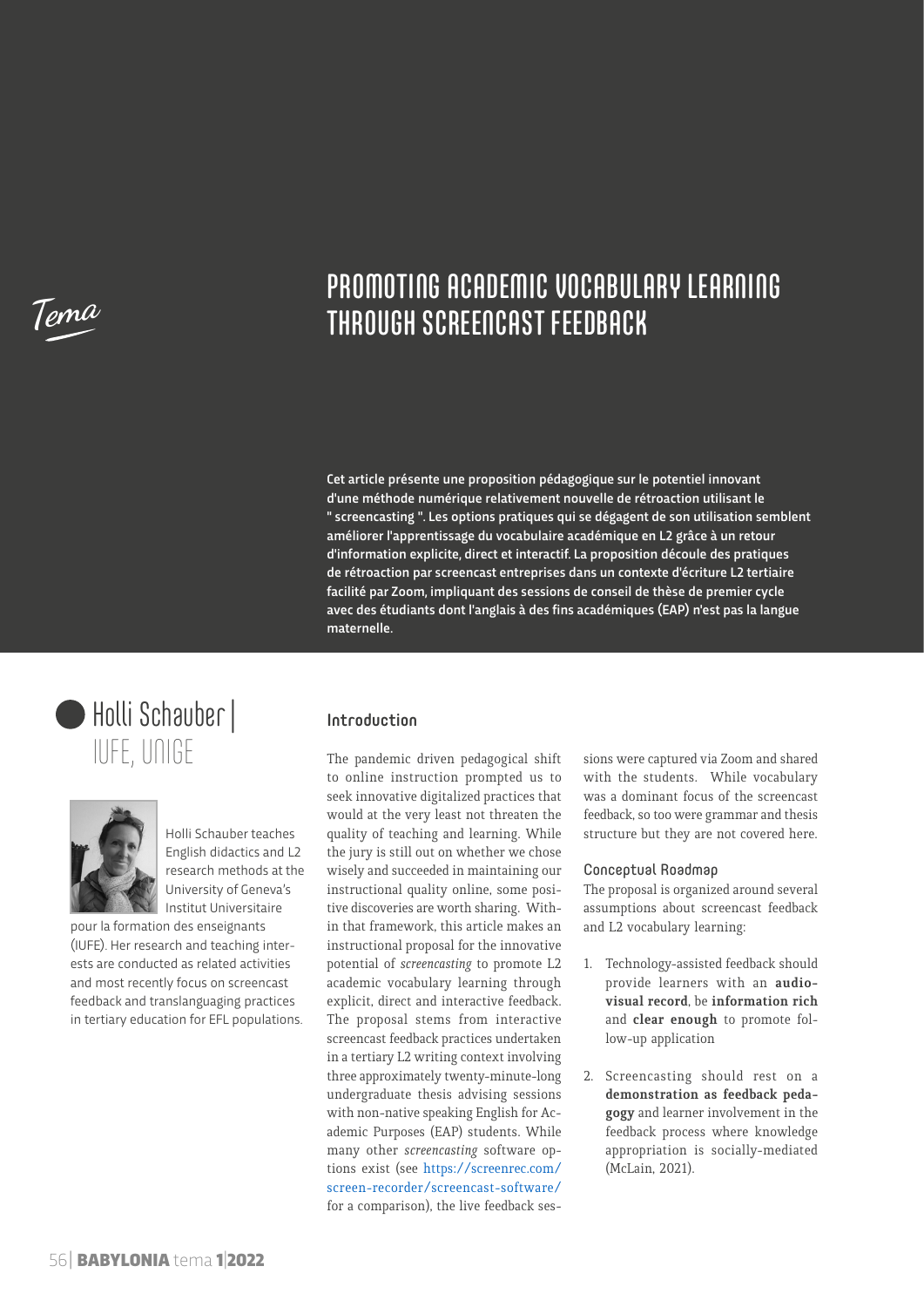*Tema*

# PROMOTING ACADEMIC VOCABULARY LEARNING THROUGH SCREENCAST FEEDBACK

**Cet article présente une proposition pédagogique sur le potentiel innovant d'une méthode numérique relativement nouvelle de rétroaction utilisant le " screencasting ". Les options pratiques qui se dégagent de son utilisation semblent améliorer l'apprentissage du vocabulaire académique en L2 grâce à un retour d'information explicite, direct et interactif. La proposition découle des pratiques de rétroaction par screencast entreprises dans un contexte d'écriture L2 tertiaire facilité par Zoom, impliquant des sessions de conseil de thèse de premier cycle avec des étudiants dont l'anglais à des fins académiques (EAP) n'est pas la langue maternelle.**

## Holli Schauber | IUFE, UNIGE

Holli Schauber teaches English didactics and L2 research methods at the University of Geneva's Institut Universitaire pour la formation des enseignants (IUFE). Her research and teaching interests are conducted as related activities and most recently focus on screencast feedback and translanguaging practices in tertiary education for EFL populations.

### Introduction

The pandemic driven pedagogical shift to online instruction prompted us to seek innovative digitalized practices that would at the very least not threaten the quality of teaching and learning. While the jury is still out on whether we chose wisely and succeeded in maintaining our instructional quality online, some positive discoveries are worth sharing. Within that framework, this article makes an instructional proposal for the innovative potential of *screencasting* to promote L2 academic vocabulary learning through explicit, direct and interactive feedback. The proposal stems from interactive screencast feedback practices undertaken in a tertiary L2 writing context involving three approximately twenty-minute-long undergraduate thesis advising sessions with non-native speaking English for Academic Purposes (EAP) students. While many other *screencasting* software options exist (see https://screenrec.com/screen-recorder/screencast-software/ for a comparison), the live feedback sessions were captured via Zoom and shared with the students. While vocabulary was a dominant focus of the screencast feedback, so too were grammar and thesis structure but they are not covered here.

#### Conceptual Roadmap

The proposal is organized around several assumptions about screencast feedback and L2 vocabulary learning:

1. Technology-assisted feedback should provide learners with an **audio-visual record**, be **information rich** and **clear enough** to promote follow-up application
2. Screencasting should rest on a **demonstration as feedback pedagogy** and learner involvement in the feedback process where knowledge appropriation is socially-mediated (McLain, 2021).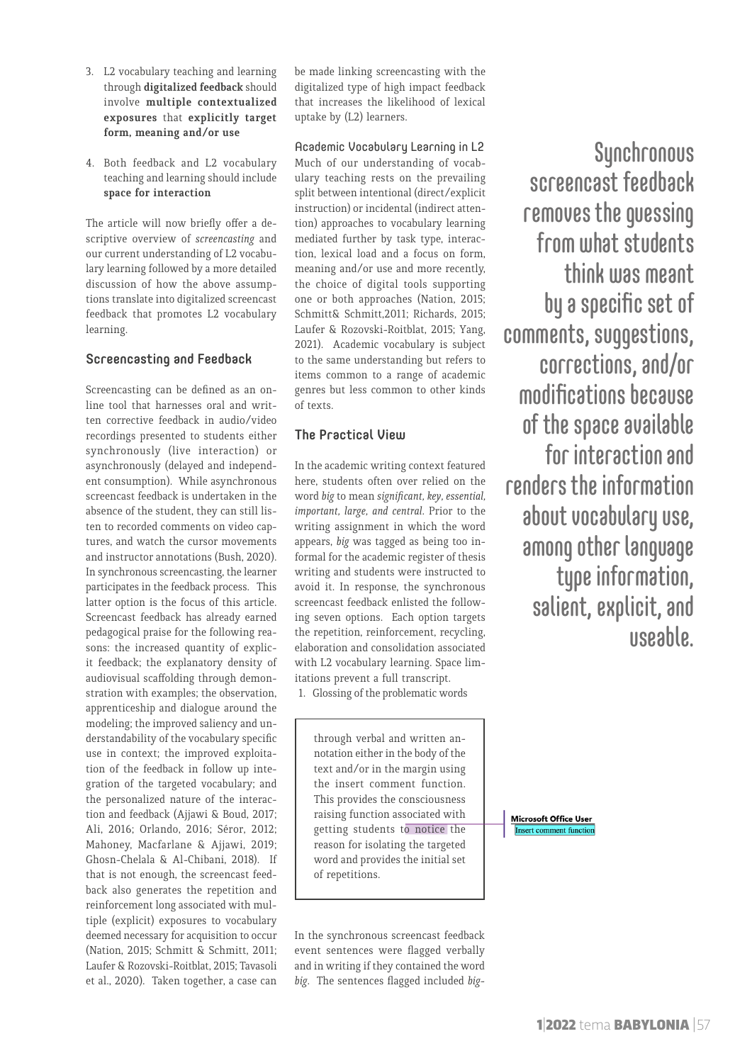3. L2 vocabulary teaching and learning through **digitalized feedback** should involve **multiple contextualized exposures** that **explicitly target form, meaning and/or use**

4. Both feedback and L2 vocabulary teaching and learning should include **space for interaction**

The article will now briefly offer a descriptive overview of *screencasting* and our current understanding of L2 vocabulary learning followed by a more detailed discussion of how the above assumptions translate into digitalized screencast feedback that promotes L2 vocabulary learning.

## Screencasting and Feedback

Screencasting can be defined as an online tool that harnesses oral and written corrective feedback in audio/video recordings presented to students either synchronously (live interaction) or asynchronously (delayed and independent consumption). While asynchronous screencast feedback is undertaken in the absence of the student, they can still listen to recorded comments on video captures, and watch the cursor movements and instructor annotations (Bush, 2020). In synchronous screencasting, the learner participates in the feedback process. This latter option is the focus of this article. Screencast feedback has already earned pedagogical praise for the following reasons: the increased quantity of explicit feedback; the explanatory density of audiovisual scaffolding through demonstration with examples; the observation, apprenticeship and dialogue around the modeling; the improved saliency and understandability of the vocabulary specific use in context; the improved exploitation of the feedback in follow up integration of the targeted vocabulary; and the personalized nature of the interaction and feedback (Ajjawi & Boud, 2017; Ali, 2016; Orlando, 2016; Séror, 2012; Mahoney, Macfarlane & Ajjawi, 2019; Ghosn-Chelala & Al-Chibani, 2018). If that is not enough, the screencast feedback also generates the repetition and reinforcement long associated with multiple (explicit) exposures to vocabulary deemed necessary for acquisition to occur (Nation, 2015; Schmitt & Schmitt, 2011; Laufer & Rozovski-Roitblat, 2015; Tavasoli et al., 2020). Taken together, a case can be made linking screencasting with the digitalized type of high impact feedback that increases the likelihood of lexical uptake by (L2) learners.

### Academic Vocabulary Learning in L2

Much of our understanding of vocabulary teaching rests on the prevailing split between intentional (direct/explicit instruction) or incidental (indirect attention) approaches to vocabulary learning mediated further by task type, interaction, lexical load and a focus on form, meaning and/or use and more recently, the choice of digital tools supporting one or both approaches (Nation, 2015; Schmitt& Schmitt,2011; Richards, 2015; Laufer & Rozovski-Roitblat, 2015; Yang, 2021). Academic vocabulary is subject to the same understanding but refers to items common to a range of academic genres but less common to other kinds of texts.

## The Practical View

In the academic writing context featured here, students often over relied on the word *big* to mean *significant, key, essential, important, large, and central*. Prior to the writing assignment in which the word appears, *big* was tagged as being too informal for the academic register of thesis writing and students were instructed to avoid it. In response, the synchronous screencast feedback enlisted the following seven options. Each option targets the repetition, reinforcement, recycling, elaboration and consolidation associated with L2 vocabulary learning. Space limitations prevent a full transcript.

1. Glossing of the problematic words

> through verbal and written annotation either in the body of the text and/or in the margin using the insert comment function. This provides the consciousness raising function associated with getting students to notice the reason for isolating the targeted word and provides the initial set of repetitions.

> Microsoft Office User
> Insert comment function

In the synchronous screencast feedback event sentences were flagged verbally and in writing if they contained the word *big*. The sentences flagged included *big*-

**Synchronous screencast feedback removes the guessing from what students think was meant by a specific set of comments, suggestions, corrections, and/or modifications because of the space available for interaction and renders the information about vocabulary use, among other language type information, salient, explicit, and useable.**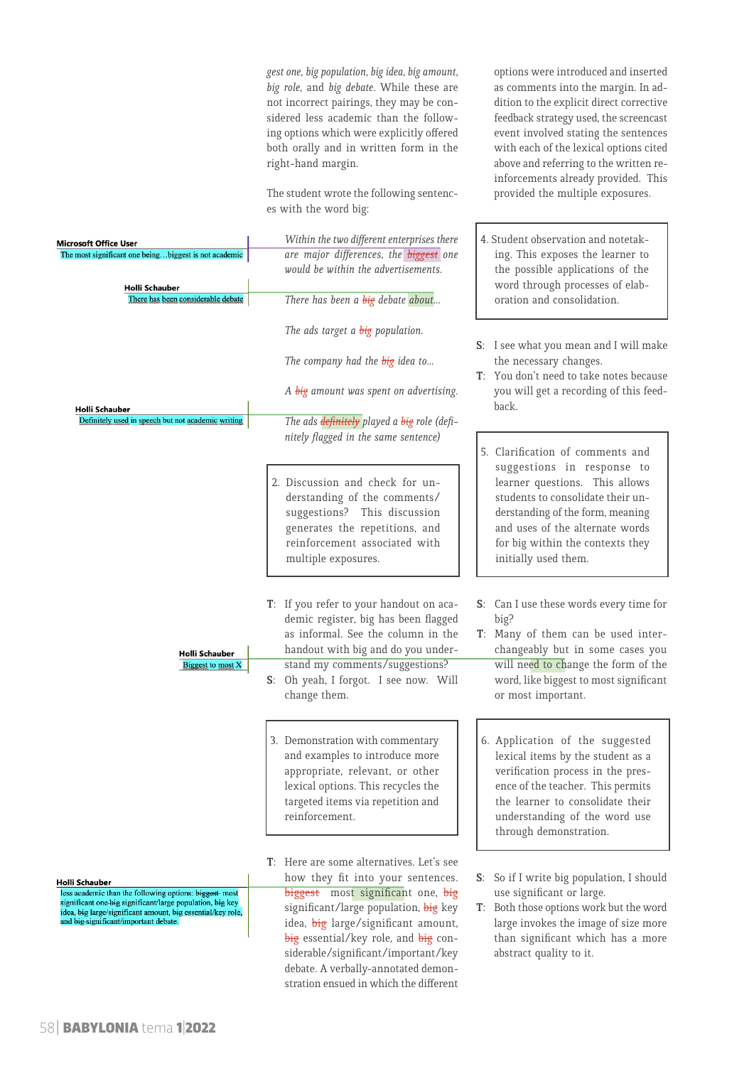*gest one, big population, big idea, big amount, big role,* and *big debate*. While these are not incorrect pairings, they may be considered less academic than the following options which were explicitly offered both orally and in written form in the right-hand margin.

The student wrote the following sentences with the word big:

> *Within the two different enterprises there are major differences, the ~~biggest~~ one would be within the advertisements.*
>
> *There has been a ~~big~~ debate about...*
>
> *The ads target a ~~big~~ population.*
>
> *The company had the ~~big~~ idea to...*
>
> *A ~~big~~ amount was spent on advertising.*
>
> *The ads ~~definitely~~ played a ~~big~~ role (definitely flagged in the same sentence)*

**Microsoft Office User:** The most significant one being…biggest is not academic

**Holli Schauber:** There has been considerable debate

**Holli Schauber:** Definitely used in speech but not academic writing

> 2. Discussion and check for understanding of the comments/suggestions? This discussion generates the repetitions, and reinforcement associated with multiple exposures.

**T:** If you refer to your handout on academic register, big has been flagged as informal. See the column in the handout with big and do you understand my comments/suggestions?

**S:** Oh yeah, I forgot. I see now. Will change them.

**Holli Schauber:** Biggest to most X

> 3. Demonstration with commentary and examples to introduce more appropriate, relevant, or other lexical options. This recycles the targeted items via repetition and reinforcement.

**T:** Here are some alternatives. Let's see how they fit into your sentences. ~~biggest~~ most significant one, ~~big~~ significant/large population, ~~big~~ key idea, ~~big~~ large/significant amount, ~~big~~ essential/key role, and ~~big~~ considerable/significant/important/key debate. A verbally-annotated demonstration ensued in which the different options were introduced and inserted as comments into the margin. In addition to the explicit direct corrective feedback strategy used, the screencast event involved stating the sentences with each of the lexical options cited above and referring to the written reinforcements already provided. This provided the multiple exposures.

**Holli Schauber:** less academic than the following options: ~~biggest~~ most significant one ~~big~~ significant/large population, ~~big~~ key idea, ~~big~~ large/significant amount, ~~big~~ essential/key role, and ~~big~~ significant/important debate.

> 4. Student observation and notetaking. This exposes the learner to the possible applications of the word through processes of elaboration and consolidation.

**S:** I see what you mean and I will make the necessary changes.

**T:** You don't need to take notes because you will get a recording of this feedback.

> 5. Clarification of comments and suggestions in response to learner questions. This allows students to consolidate their understanding of the form, meaning and uses of the alternate words for big within the contexts they initially used them.

**S:** Can I use these words every time for big?

**T:** Many of them can be used interchangeably but in some cases you will need to change the form of the word, like biggest to most significant or most important.

> 6. Application of the suggested lexical items by the student as a verification process in the presence of the teacher. This permits the learner to consolidate their understanding of the word use through demonstration.

**S:** So if I write big population, I should use significant or large.

**T:** Both those options work but the word large invokes the image of size more than significant which has a more abstract quality to it.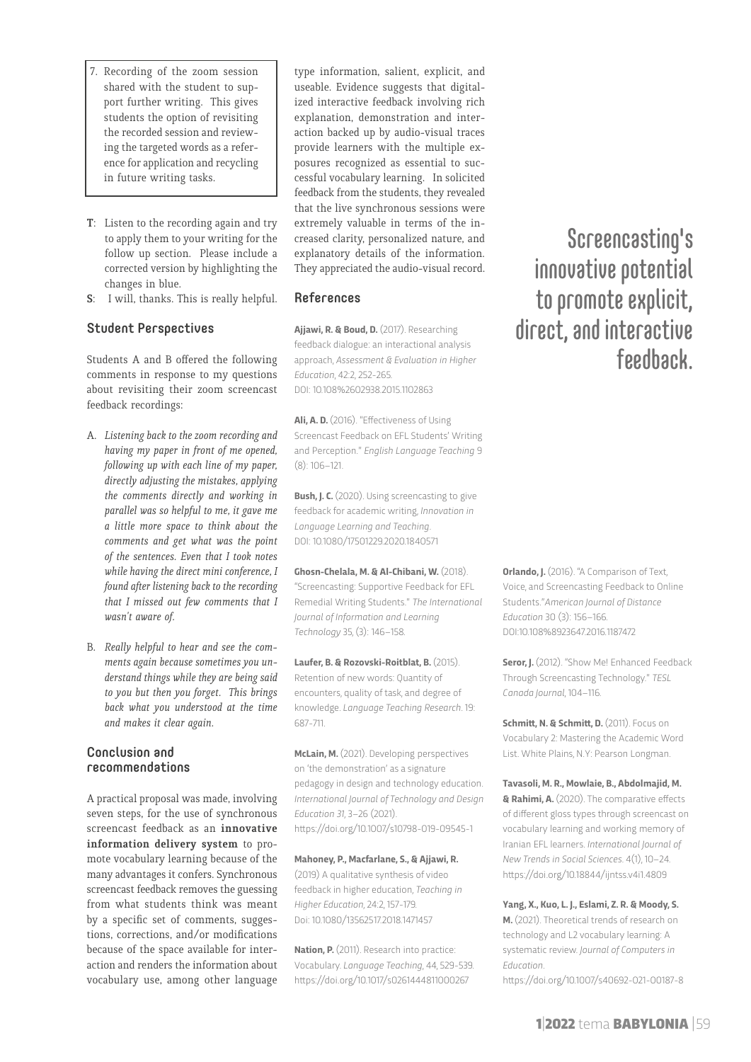7. Recording of the zoom session shared with the student to support further writing. This gives students the option of revisiting the recorded session and reviewing the targeted words as a reference for application and recycling in future writing tasks.

**T**: Listen to the recording again and try to apply them to your writing for the follow up section. Please include a corrected version by highlighting the changes in blue.

**S**: I will, thanks. This is really helpful.

### Student Perspectives

Students A and B offered the following comments in response to my questions about revisiting their zoom screencast feedback recordings:

A. *Listening back to the zoom recording and having my paper in front of me opened, following up with each line of my paper, directly adjusting the mistakes, applying the comments directly and working in parallel was so helpful to me, it gave me a little more space to think about the comments and get what was the point of the sentences. Even that I took notes while having the direct mini conference, I found after listening back to the recording that I missed out few comments that I wasn't aware of.*

B. *Really helpful to hear and see the comments again because sometimes you understand things while they are being said to you but then you forget. This brings back what you understood at the time and makes it clear again.*

### Conclusion and recommendations

A practical proposal was made, involving seven steps, for the use of synchronous screencast feedback as an **innovative information delivery system** to promote vocabulary learning because of the many advantages it confers. Synchronous screencast feedback removes the guessing from what students think was meant by a specific set of comments, suggestions, corrections, and/or modifications because of the space available for interaction and renders the information about vocabulary use, among other language type information, salient, explicit, and useable. Evidence suggests that digitalized interactive feedback involving rich explanation, demonstration and interaction backed up by audio-visual traces provide learners with the multiple exposures recognized as essential to successful vocabulary learning. In solicited feedback from the students, they revealed that the live synchronous sessions were extremely valuable in terms of the increased clarity, personalized nature, and explanatory details of the information. They appreciated the audio-visual record.

Screencasting's innovative potential to promote explicit, direct, and interactive feedback.

### References

**Ajjawi, R. & Boud, D.** (2017). Researching feedback dialogue: an interactional analysis approach, *Assessment & Evaluation in Higher Education*, 42:2, 252-265. DOI: 10.108%2602938.2015.1102863

**Ali, A. D.** (2016). "Effectiveness of Using Screencast Feedback on EFL Students' Writing and Perception." *English Language Teaching* 9 (8): 106–121.

**Bush, J. C.** (2020). Using screencasting to give feedback for academic writing, *Innovation in Language Learning and Teaching*. DOI: 10.1080/17501229.2020.1840571

**Ghosn-Chelala, M. & Al-Chibani, W.** (2018). "Screencasting: Supportive Feedback for EFL Remedial Writing Students." *The International Journal of Information and Learning Technology* 35, (3): 146–158.

**Laufer, B. & Rozovski-Roitblat, B.** (2015). Retention of new words: Quantity of encounters, quality of task, and degree of knowledge. *Language Teaching Research*. 19: 687-711.

**McLain, M.** (2021). Developing perspectives on 'the demonstration' as a signature pedagogy in design and technology education. *International Journal of Technology and Design Education 31*, 3–26 (2021). https://doi.org/10.1007/s10798-019-09545-1

**Mahoney, P., Macfarlane, S., & Ajjawi, R.** (2019) A qualitative synthesis of video feedback in higher education, *Teaching in Higher Education*, 24:2, 157-179. Doi: 10.1080/13562517.2018.1471457

**Nation, P.** (2011). Research into practice: Vocabulary. *Language Teaching*, 44, 529-539. https://doi.org/10.1017/s0261444811000267

**Orlando, J.** (2016). "A Comparison of Text, Voice, and Screencasting Feedback to Online Students."*American Journal of Distance Education* 30 (3): 156–166. DOI:10.108%8923647.2016.1187472

**Seror, J.** (2012). "Show Me! Enhanced Feedback Through Screencasting Technology." *TESL Canada Journal*, 104–116.

**Schmitt, N. & Schmitt, D.** (2011). Focus on Vocabulary 2: Mastering the Academic Word List. White Plains, N.Y: Pearson Longman.

**Tavasoli, M. R., Mowlaie, B., Abdolmajid, M. & Rahimi, A.** (2020). The comparative effects of different gloss types through screencast on vocabulary learning and working memory of Iranian EFL learners. *International Journal of New Trends in Social Sciences*. 4(1), 10–24. https://doi.org/10.18844/ijntss.v4i1.4809

**Yang, X., Kuo, L. J., Eslami, Z. R. & Moody, S. M.** (2021). Theoretical trends of research on technology and L2 vocabulary learning: A systematic review. *Journal of Computers in Education*. https://doi.org/10.1007/s40692-021-00187-8